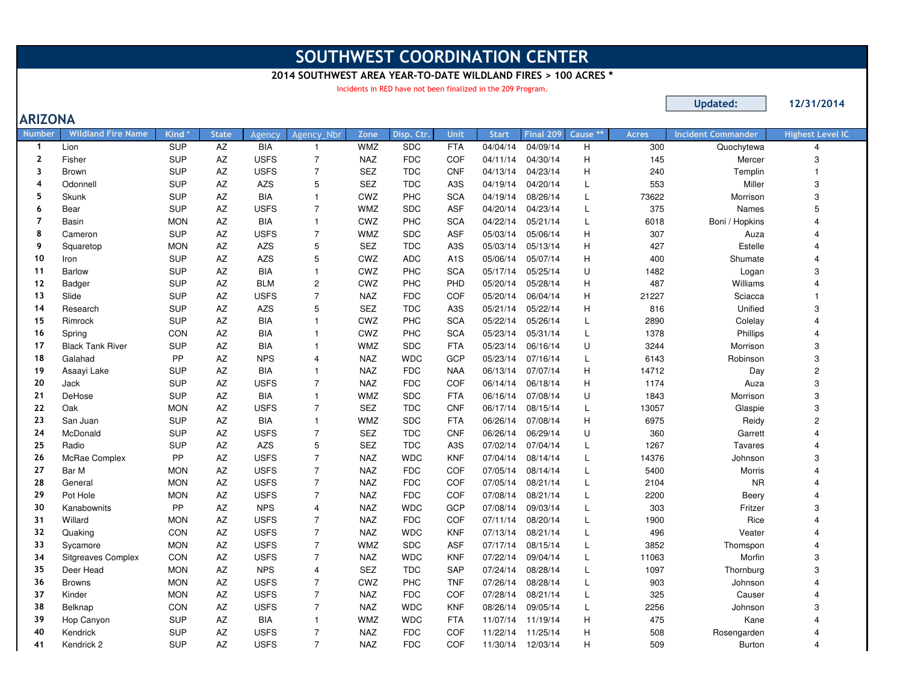# SOUTHWEST COORDINATION CENTER

**2014 SOUTHWEST AREA YEAR-TO-DATE WILDLAND FIRES > 100 ACRES ***

Incidents in RED have not been finalized in the 209 Program.

**Updated:** **12/31/2014**

## ARIZONA

| Number | Wildland Fire Name | Kind * | State | Agency | Agency_Nbr | Zone | Disp. Ctr. | Unit | Start | Final 209 | Cause ** | Acres | Incident Commander | Highest Level IC |
|---|---|---|---|---|---|---|---|---|---|---|---|---|---|---|
| 1 | Lion | SUP | AZ | BIA | 1 | WMZ | SDC | FTA | 04/04/14 | 04/09/14 | H | 300 | Quochytewa | 4 |
| 2 | Fisher | SUP | AZ | USFS | 7 | NAZ | FDC | COF | 04/11/14 | 04/30/14 | H | 145 | Mercer | 3 |
| 3 | Brown | SUP | AZ | USFS | 7 | SEZ | TDC | CNF | 04/13/14 | 04/23/14 | H | 240 | Templin | 1 |
| 4 | Odonnell | SUP | AZ | AZS | 5 | SEZ | TDC | A3S | 04/19/14 | 04/20/14 | L | 553 | Miller | 3 |
| 5 | Skunk | SUP | AZ | BIA | 1 | CWZ | PHC | SCA | 04/19/14 | 08/26/14 | L | 73622 | Morrison | 3 |
| 6 | Bear | SUP | AZ | USFS | 7 | WMZ | SDC | ASF | 04/20/14 | 04/23/14 | L | 375 | Names | 5 |
| 7 | Basin | MON | AZ | BIA | 1 | CWZ | PHC | SCA | 04/22/14 | 05/21/14 | L | 6018 | Boni / Hopkins | 4 |
| 8 | Cameron | SUP | AZ | USFS | 7 | WMZ | SDC | ASF | 05/03/14 | 05/06/14 | H | 307 | Auza | 4 |
| 9 | Squaretop | MON | AZ | AZS | 5 | SEZ | TDC | A3S | 05/03/14 | 05/13/14 | H | 427 | Estelle | 4 |
| 10 | Iron | SUP | AZ | AZS | 5 | CWZ | ADC | A1S | 05/06/14 | 05/07/14 | H | 400 | Shumate | 4 |
| 11 | Barlow | SUP | AZ | BIA | 1 | CWZ | PHC | SCA | 05/17/14 | 05/25/14 | U | 1482 | Logan | 3 |
| 12 | Badger | SUP | AZ | BLM | 2 | CWZ | PHC | PHD | 05/20/14 | 05/28/14 | H | 487 | Williams | 4 |
| 13 | Slide | SUP | AZ | USFS | 7 | NAZ | FDC | COF | 05/20/14 | 06/04/14 | H | 21227 | Sciacca | 1 |
| 14 | Research | SUP | AZ | AZS | 5 | SEZ | TDC | A3S | 05/21/14 | 05/22/14 | H | 816 | Unified | 3 |
| 15 | Rimrock | SUP | AZ | BIA | 1 | CWZ | PHC | SCA | 05/22/14 | 05/26/14 | L | 2890 | Colelay | 4 |
| 16 | Spring | CON | AZ | BIA | 1 | CWZ | PHC | SCA | 05/23/14 | 05/31/14 | L | 1378 | Phillips | 4 |
| 17 | Black Tank River | SUP | AZ | BIA | 1 | WMZ | SDC | FTA | 05/23/14 | 06/16/14 | U | 3244 | Morrison | 3 |
| 18 | Galahad | PP | AZ | NPS | 4 | NAZ | WDC | GCP | 05/23/14 | 07/16/14 | L | 6143 | Robinson | 3 |
| 19 | Asaayi Lake | SUP | AZ | BIA | 1 | NAZ | FDC | NAA | 06/13/14 | 07/07/14 | H | 14712 | Day | 2 |
| 20 | Jack | SUP | AZ | USFS | 7 | NAZ | FDC | COF | 06/14/14 | 06/18/14 | H | 1174 | Auza | 3 |
| 21 | DeHose | SUP | AZ | BIA | 1 | WMZ | SDC | FTA | 06/16/14 | 07/08/14 | U | 1843 | Morrison | 3 |
| 22 | Oak | MON | AZ | USFS | 7 | SEZ | TDC | CNF | 06/17/14 | 08/15/14 | L | 13057 | Glaspie | 3 |
| 23 | San Juan | SUP | AZ | BIA | 1 | WMZ | SDC | FTA | 06/26/14 | 07/08/14 | H | 6975 | Reidy | 2 |
| 24 | McDonald | SUP | AZ | USFS | 7 | SEZ | TDC | CNF | 06/26/14 | 06/29/14 | U | 360 | Garrett | 4 |
| 25 | Radio | SUP | AZ | AZS | 5 | SEZ | TDC | A3S | 07/02/14 | 07/04/14 | L | 1267 | Tavares | 4 |
| 26 | McRae Complex | PP | AZ | USFS | 7 | NAZ | WDC | KNF | 07/04/14 | 08/14/14 | L | 14376 | Johnson | 3 |
| 27 | Bar M | MON | AZ | USFS | 7 | NAZ | FDC | COF | 07/05/14 | 08/14/14 | L | 5400 | Morris | 4 |
| 28 | General | MON | AZ | USFS | 7 | NAZ | FDC | COF | 07/05/14 | 08/21/14 | L | 2104 | NR | 4 |
| 29 | Pot Hole | MON | AZ | USFS | 7 | NAZ | FDC | COF | 07/08/14 | 08/21/14 | L | 2200 | Beery | 4 |
| 30 | Kanabownits | PP | AZ | NPS | 4 | NAZ | WDC | GCP | 07/08/14 | 09/03/14 | L | 303 | Fritzer | 3 |
| 31 | Willard | MON | AZ | USFS | 7 | NAZ | FDC | COF | 07/11/14 | 08/20/14 | L | 1900 | Rice | 4 |
| 32 | Quaking | CON | AZ | USFS | 7 | NAZ | WDC | KNF | 07/13/14 | 08/21/14 | L | 496 | Veater | 4 |
| 33 | Sycamore | MON | AZ | USFS | 7 | WMZ | SDC | ASF | 07/17/14 | 08/15/14 | L | 3852 | Thompson | 4 |
| 34 | Sitgreaves Complex | CON | AZ | USFS | 7 | NAZ | WDC | KNF | 07/22/14 | 09/04/14 | L | 11063 | Morfin | 3 |
| 35 | Deer Head | MON | AZ | NPS | 4 | SEZ | TDC | SAP | 07/24/14 | 08/28/14 | L | 1097 | Thornburg | 3 |
| 36 | Browns | MON | AZ | USFS | 7 | CWZ | PHC | TNF | 07/26/14 | 08/28/14 | L | 903 | Johnson | 4 |
| 37 | Kinder | MON | AZ | USFS | 7 | NAZ | FDC | COF | 07/28/14 | 08/21/14 | L | 325 | Causer | 4 |
| 38 | Belknap | CON | AZ | USFS | 7 | NAZ | WDC | KNF | 08/26/14 | 09/05/14 | L | 2256 | Johnson | 3 |
| 39 | Hop Canyon | SUP | AZ | BIA | 1 | WMZ | WDC | FTA | 11/07/14 | 11/19/14 | H | 475 | Kane | 4 |
| 40 | Kendrick | SUP | AZ | USFS | 7 | NAZ | FDC | COF | 11/22/14 | 11/25/14 | H | 508 | Rosengarden | 4 |
| 41 | Kendrick 2 | SUP | AZ | USFS | 7 | NAZ | FDC | COF | 11/30/14 | 12/03/14 | H | 509 | Burton | 4 |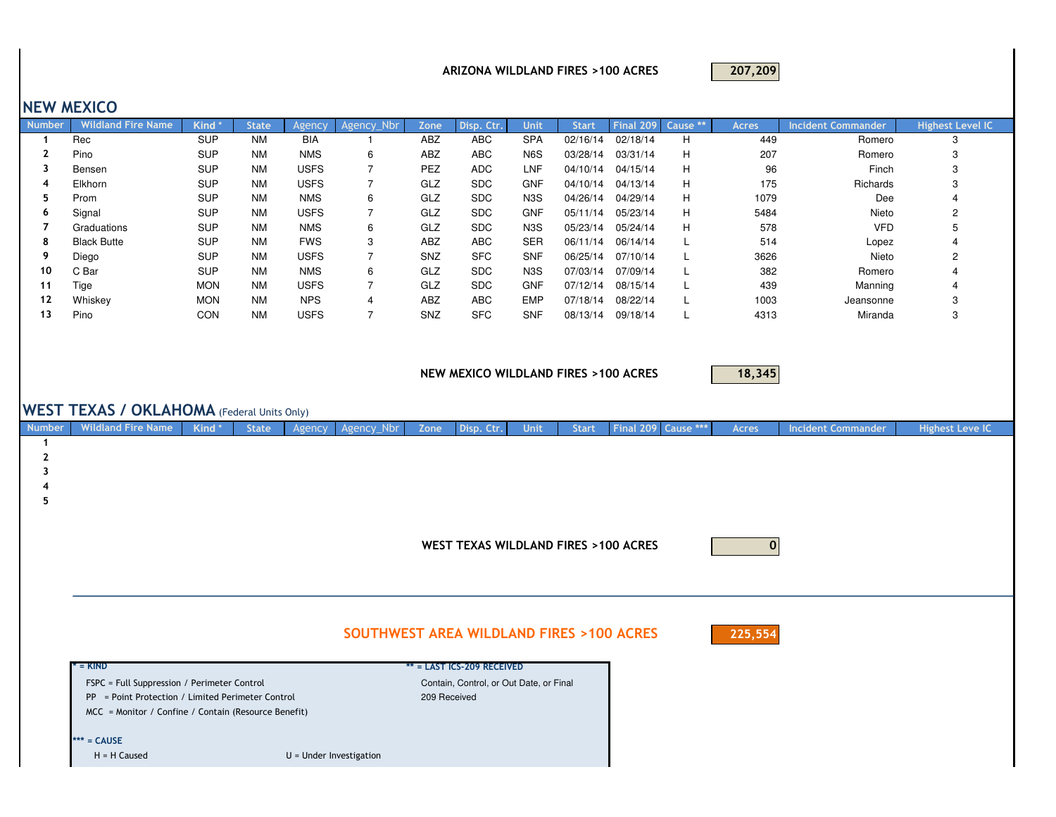**ARIZONA WILDLAND FIRES >100 ACRES** **207,209**

## NEW MEXICO

| Number | Wildland Fire Name | Kind * | State | Agency | Agency_Nbr | Zone | Disp. Ctr. | Unit | Start | Final 209 | Cause ** | Acres | Incident Commander | Highest Level IC |
|---|---|---|---|---|---|---|---|---|---|---|---|---|---|---|
| 1 | Rec | SUP | NM | BIA | 1 | ABZ | ABC | SPA | 02/16/14 | 02/18/14 | H | 449 | Romero | 3 |
| 2 | Pino | SUP | NM | NMS | 6 | ABZ | ABC | N6S | 03/28/14 | 03/31/14 | H | 207 | Romero | 3 |
| 3 | Bensen | SUP | NM | USFS | 7 | PEZ | ADC | LNF | 04/10/14 | 04/15/14 | H | 96 | Finch | 3 |
| 4 | Elkhorn | SUP | NM | USFS | 7 | GLZ | SDC | GNF | 04/10/14 | 04/13/14 | H | 175 | Richards | 3 |
| 5 | Prom | SUP | NM | NMS | 6 | GLZ | SDC | N3S | 04/26/14 | 04/29/14 | H | 1079 | Dee | 4 |
| 6 | Signal | SUP | NM | USFS | 7 | GLZ | SDC | GNF | 05/11/14 | 05/23/14 | H | 5484 | Nieto | 2 |
| 7 | Graduations | SUP | NM | NMS | 6 | GLZ | SDC | N3S | 05/23/14 | 05/24/14 | H | 578 | VFD | 5 |
| 8 | Black Butte | SUP | NM | FWS | 3 | ABZ | ABC | SER | 06/11/14 | 06/14/14 | L | 514 | Lopez | 4 |
| 9 | Diego | SUP | NM | USFS | 7 | SNZ | SFC | SNF | 06/25/14 | 07/10/14 | L | 3626 | Nieto | 2 |
| 10 | C Bar | SUP | NM | NMS | 6 | GLZ | SDC | N3S | 07/03/14 | 07/09/14 | L | 382 | Romero | 4 |
| 11 | Tige | MON | NM | USFS | 7 | GLZ | SDC | GNF | 07/12/14 | 08/15/14 | L | 439 | Manning | 4 |
| 12 | Whiskey | MON | NM | NPS | 4 | ABZ | ABC | EMP | 07/18/14 | 08/22/14 | L | 1003 | Jeansonne | 3 |
| 13 | Pino | CON | NM | USFS | 7 | SNZ | SFC | SNF | 08/13/14 | 09/18/14 | L | 4313 | Miranda | 3 |

**NEW MEXICO WILDLAND FIRES >100 ACRES** **18,345**

## WEST TEXAS / OKLAHOMA (Federal Units Only)

| Number | Wildland Fire Name | Kind * | State | Agency | Agency_Nbr | Zone | Disp. Ctr. | Unit | Start | Final 209 | Cause *** | Acres | Incident Commander | Highest Leve IC |
|---|---|---|---|---|---|---|---|---|---|---|---|---|---|---|
| 1 | | | | | | | | | | | | | | |
| 2 | | | | | | | | | | | | | | |
| 3 | | | | | | | | | | | | | | |
| 4 | | | | | | | | | | | | | | |
| 5 | | | | | | | | | | | | | | |

**WEST TEXAS WILDLAND FIRES >100 ACRES** **0**

---

**SOUTHWEST AREA WILDLAND FIRES >100 ACRES** **225,554**

**\* = KIND**

FSPC = Full Suppression / Perimeter Control

PP = Point Protection / Limited Perimeter Control

MCC = Monitor / Confine / Contain (Resource Benefit)

**\*\* = LAST ICS-209 RECEIVED**

Contain, Control, or Out Date, or Final 209 Received

**\*\*\* = CAUSE**

H = H Caused

U = Under Investigation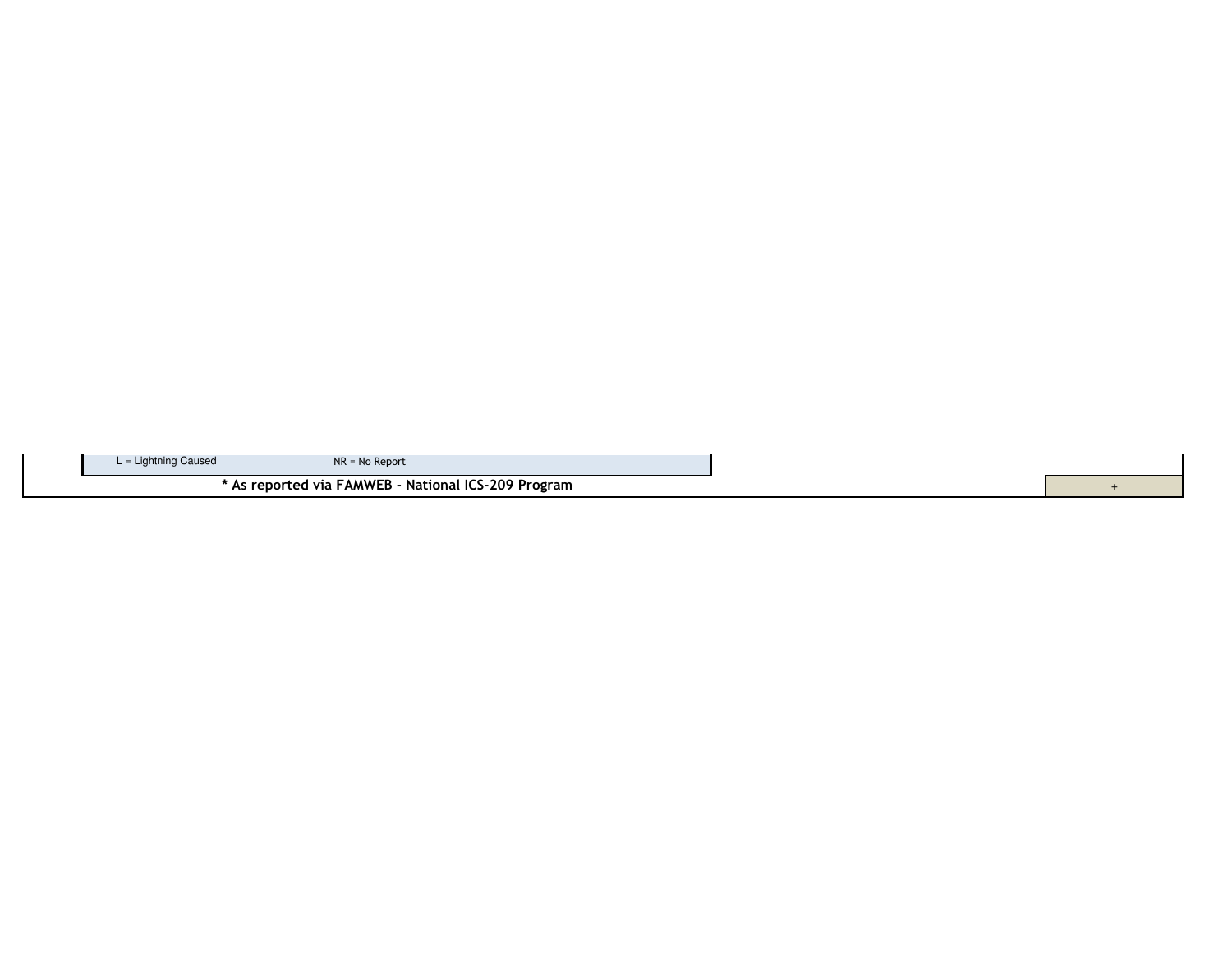L = Lightning Caused NR = No Report

**\* As reported via FAMWEB - National ICS-209 Program**

+